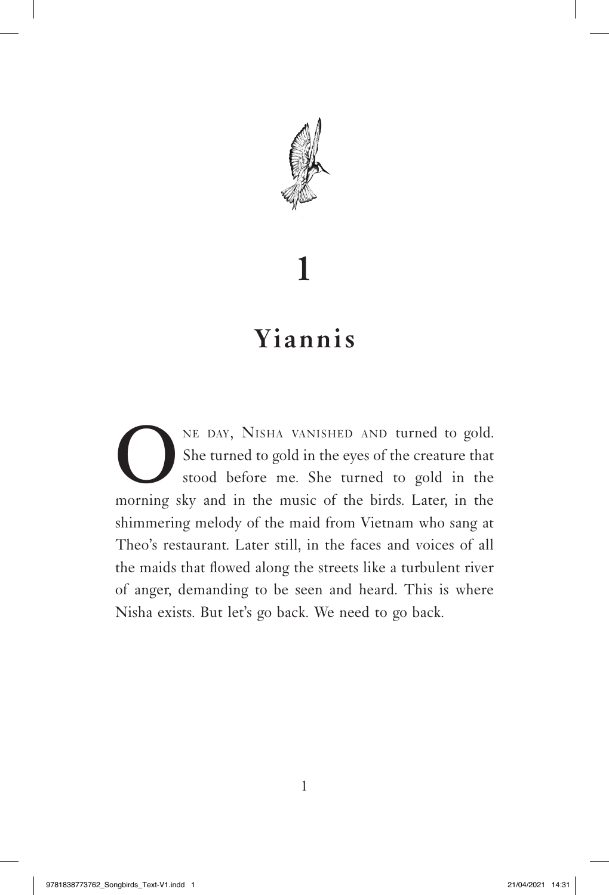# 1

## Yiannis

One day, Nisha vanished and turned to gold. She turned to gold in the eyes of the creature that stood before me. She turned to gold in the morning sky and in the music of the birds. Later, in the shimmering melody of the maid from Vietnam who sang at Theo's restaurant. Later still, in the faces and voices of all the maids that flowed along the streets like a turbulent river of anger, demanding to be seen and heard. This is where Nisha exists. But let's go back. We need to go back.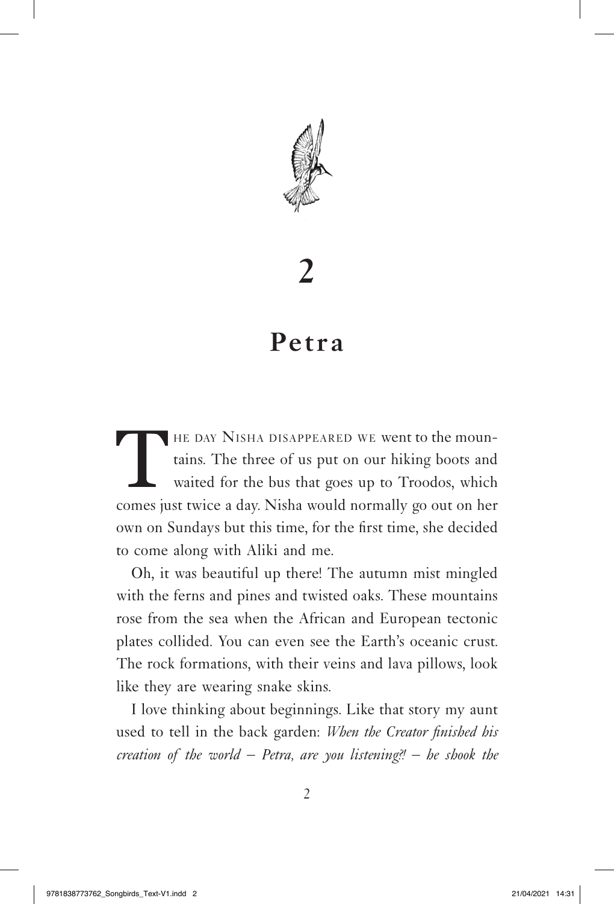# 2

## Petra

The day Nisha disappeared we went to the mountains. The three of us put on our hiking boots and waited for the bus that goes up to Troodos, which comes just twice a day. Nisha would normally go out on her own on Sundays but this time, for the first time, she decided to come along with Aliki and me.

Oh, it was beautiful up there! The autumn mist mingled with the ferns and pines and twisted oaks. These mountains rose from the sea when the African and European tectonic plates collided. You can even see the Earth's oceanic crust. The rock formations, with their veins and lava pillows, look like they are wearing snake skins.

I love thinking about beginnings. Like that story my aunt used to tell in the back garden: *When the Creator finished his creation of the world – Petra, are you listening?! – he shook the*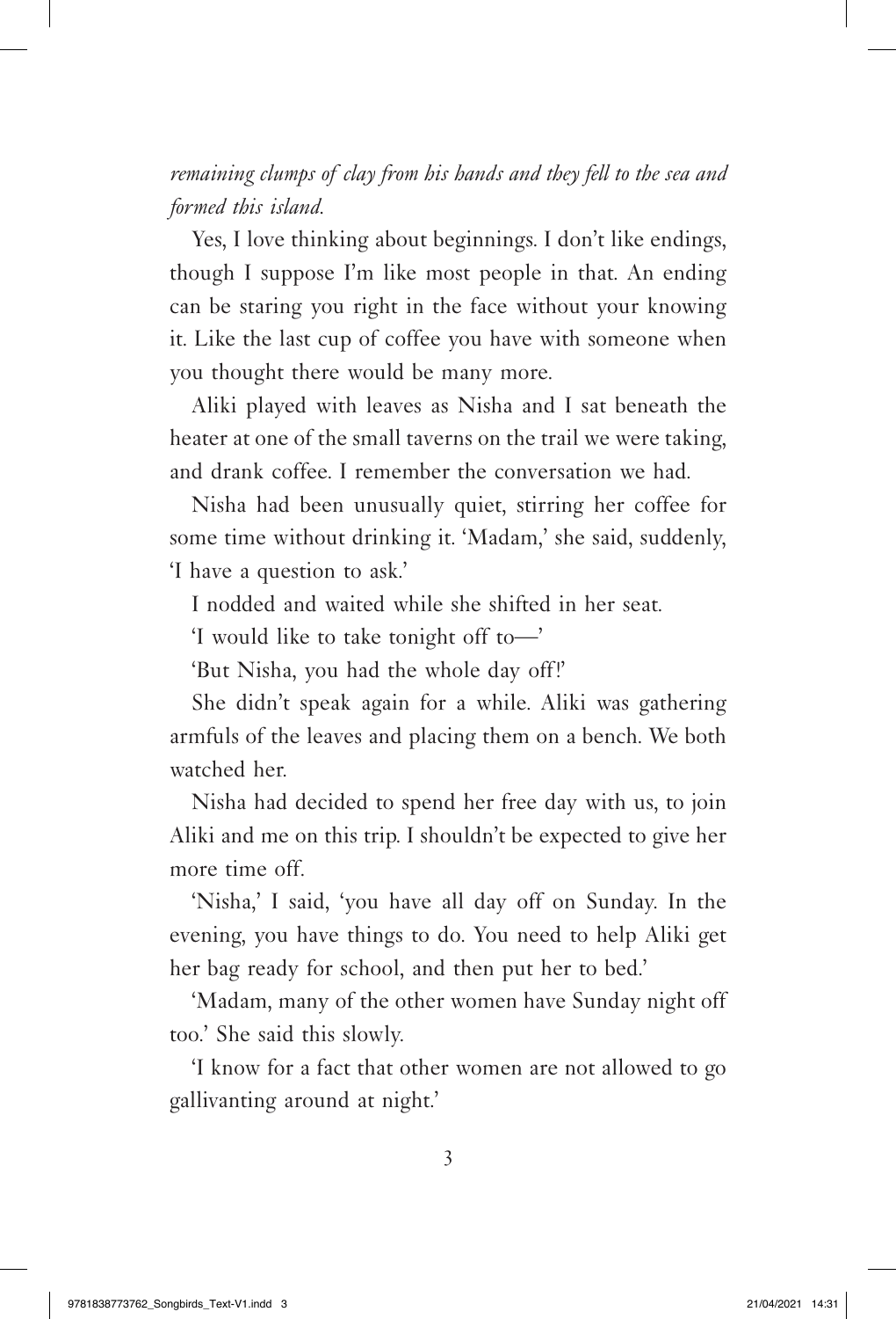*remaining clumps of clay from his hands and they fell to the sea and formed this island.*

Yes, I love thinking about beginnings. I don't like endings, though I suppose I'm like most people in that. An ending can be staring you right in the face without your knowing it. Like the last cup of coffee you have with someone when you thought there would be many more.

Aliki played with leaves as Nisha and I sat beneath the heater at one of the small taverns on the trail we were taking, and drank coffee. I remember the conversation we had.

Nisha had been unusually quiet, stirring her coffee for some time without drinking it. 'Madam,' she said, suddenly, 'I have a question to ask.'

I nodded and waited while she shifted in her seat.

'I would like to take tonight off to—'

'But Nisha, you had the whole day off!'

She didn't speak again for a while. Aliki was gathering armfuls of the leaves and placing them on a bench. We both watched her.

Nisha had decided to spend her free day with us, to join Aliki and me on this trip. I shouldn't be expected to give her more time off.

'Nisha,' I said, 'you have all day off on Sunday. In the evening, you have things to do. You need to help Aliki get her bag ready for school, and then put her to bed.'

'Madam, many of the other women have Sunday night off too.' She said this slowly.

'I know for a fact that other women are not allowed to go gallivanting around at night.'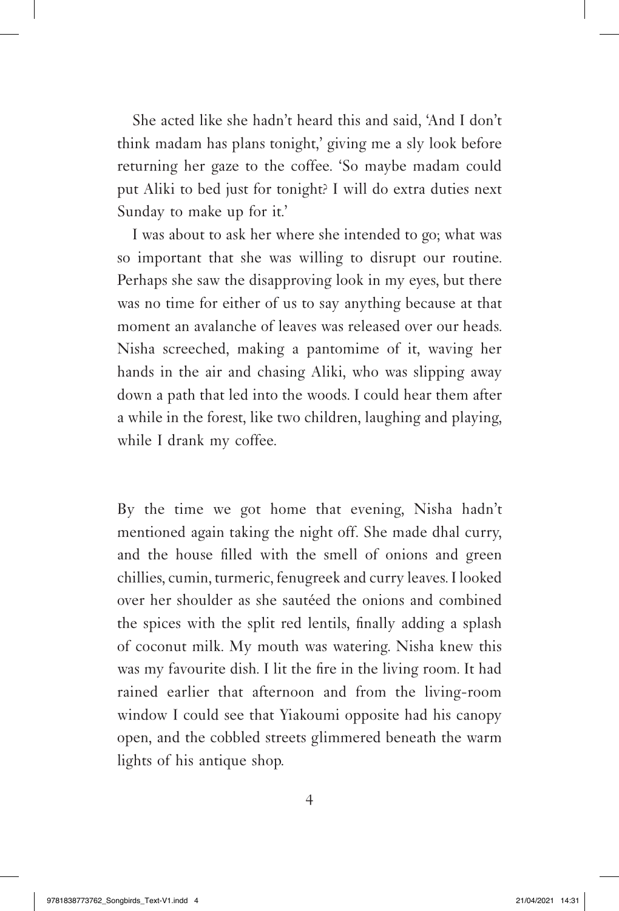She acted like she hadn't heard this and said, 'And I don't think madam has plans tonight,' giving me a sly look before returning her gaze to the coffee. 'So maybe madam could put Aliki to bed just for tonight? I will do extra duties next Sunday to make up for it.'

I was about to ask her where she intended to go; what was so important that she was willing to disrupt our routine. Perhaps she saw the disapproving look in my eyes, but there was no time for either of us to say anything because at that moment an avalanche of leaves was released over our heads. Nisha screeched, making a pantomime of it, waving her hands in the air and chasing Aliki, who was slipping away down a path that led into the woods. I could hear them after a while in the forest, like two children, laughing and playing, while I drank my coffee.

By the time we got home that evening, Nisha hadn't mentioned again taking the night off. She made dhal curry, and the house filled with the smell of onions and green chillies, cumin, turmeric, fenugreek and curry leaves. I looked over her shoulder as she sautéed the onions and combined the spices with the split red lentils, finally adding a splash of coconut milk. My mouth was watering. Nisha knew this was my favourite dish. I lit the fire in the living room. It had rained earlier that afternoon and from the living-room window I could see that Yiakoumi opposite had his canopy open, and the cobbled streets glimmered beneath the warm lights of his antique shop.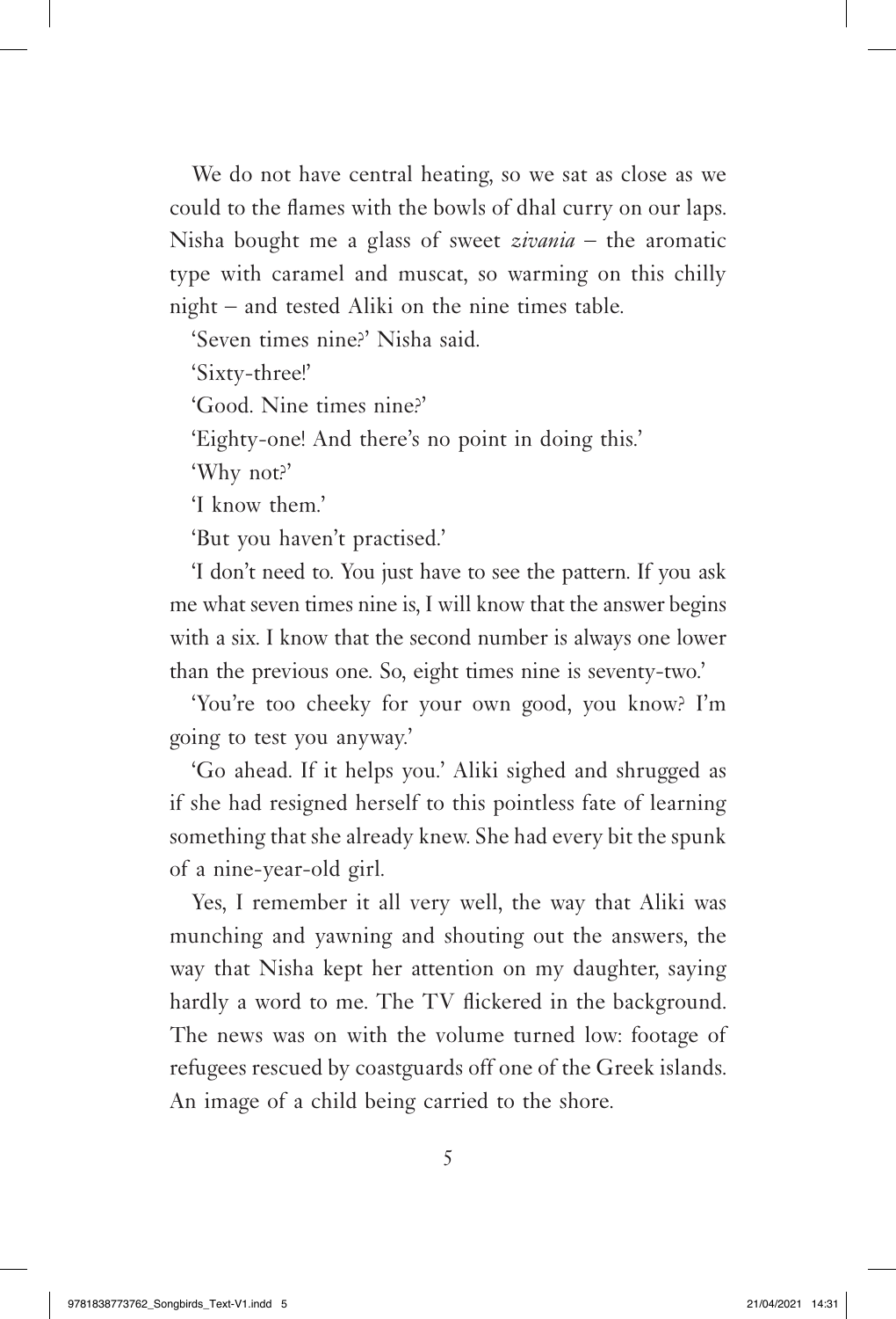We do not have central heating, so we sat as close as we could to the flames with the bowls of dhal curry on our laps. Nisha bought me a glass of sweet *zivania* – the aromatic type with caramel and muscat, so warming on this chilly night – and tested Aliki on the nine times table.

'Seven times nine?' Nisha said.

'Sixty-three!'

'Good. Nine times nine?'

'Eighty-one! And there's no point in doing this.'

'Why not?'

'I know them.'

'But you haven't practised.'

'I don't need to. You just have to see the pattern. If you ask me what seven times nine is, I will know that the answer begins with a six. I know that the second number is always one lower than the previous one. So, eight times nine is seventy-two.'

'You're too cheeky for your own good, you know? I'm going to test you anyway.'

'Go ahead. If it helps you.' Aliki sighed and shrugged as if she had resigned herself to this pointless fate of learning something that she already knew. She had every bit the spunk of a nine-year-old girl.

Yes, I remember it all very well, the way that Aliki was munching and yawning and shouting out the answers, the way that Nisha kept her attention on my daughter, saying hardly a word to me. The TV flickered in the background. The news was on with the volume turned low: footage of refugees rescued by coastguards off one of the Greek islands. An image of a child being carried to the shore.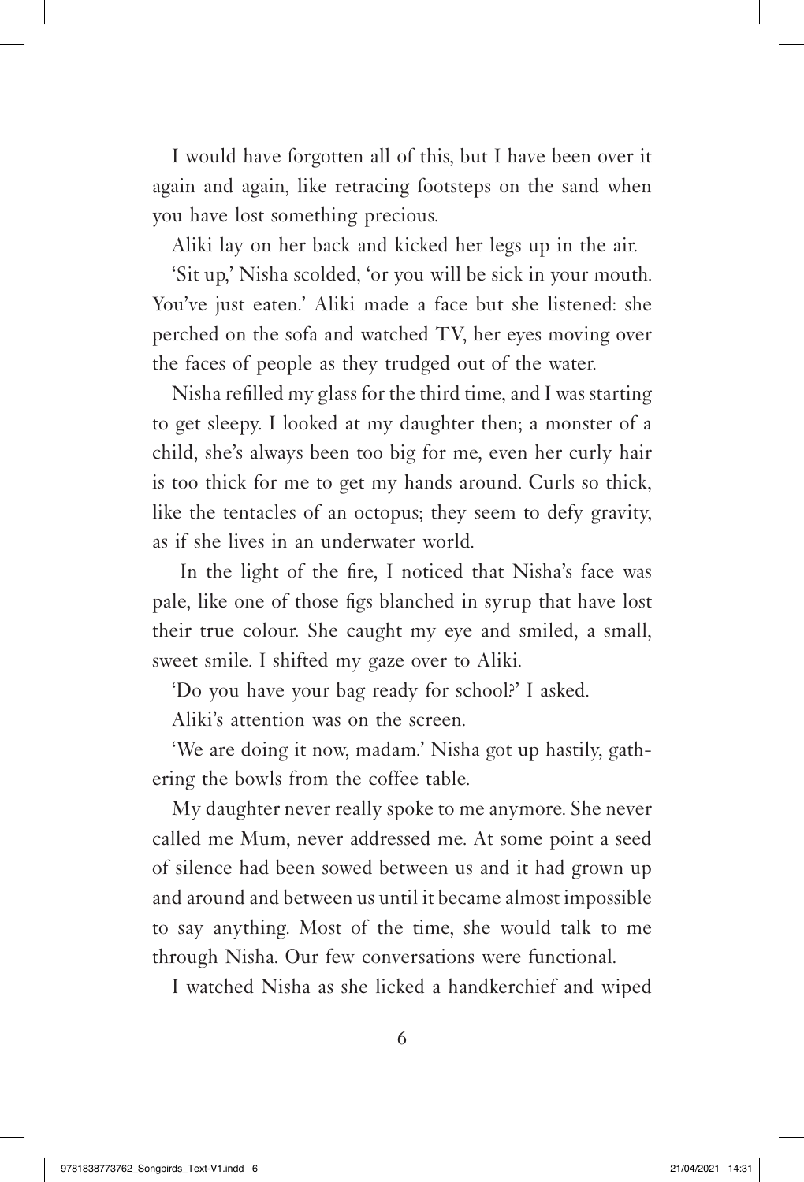I would have forgotten all of this, but I have been over it again and again, like retracing footsteps on the sand when you have lost something precious.

Aliki lay on her back and kicked her legs up in the air.

'Sit up,' Nisha scolded, 'or you will be sick in your mouth. You've just eaten.' Aliki made a face but she listened: she perched on the sofa and watched TV, her eyes moving over the faces of people as they trudged out of the water.

Nisha refilled my glass for the third time, and I was starting to get sleepy. I looked at my daughter then; a monster of a child, she's always been too big for me, even her curly hair is too thick for me to get my hands around. Curls so thick, like the tentacles of an octopus; they seem to defy gravity, as if she lives in an underwater world.

In the light of the fire, I noticed that Nisha's face was pale, like one of those figs blanched in syrup that have lost their true colour. She caught my eye and smiled, a small, sweet smile. I shifted my gaze over to Aliki.

'Do you have your bag ready for school?' I asked.

Aliki's attention was on the screen.

'We are doing it now, madam.' Nisha got up hastily, gathering the bowls from the coffee table.

My daughter never really spoke to me anymore. She never called me Mum, never addressed me. At some point a seed of silence had been sowed between us and it had grown up and around and between us until it became almost impossible to say anything. Most of the time, she would talk to me through Nisha. Our few conversations were functional.

I watched Nisha as she licked a handkerchief and wiped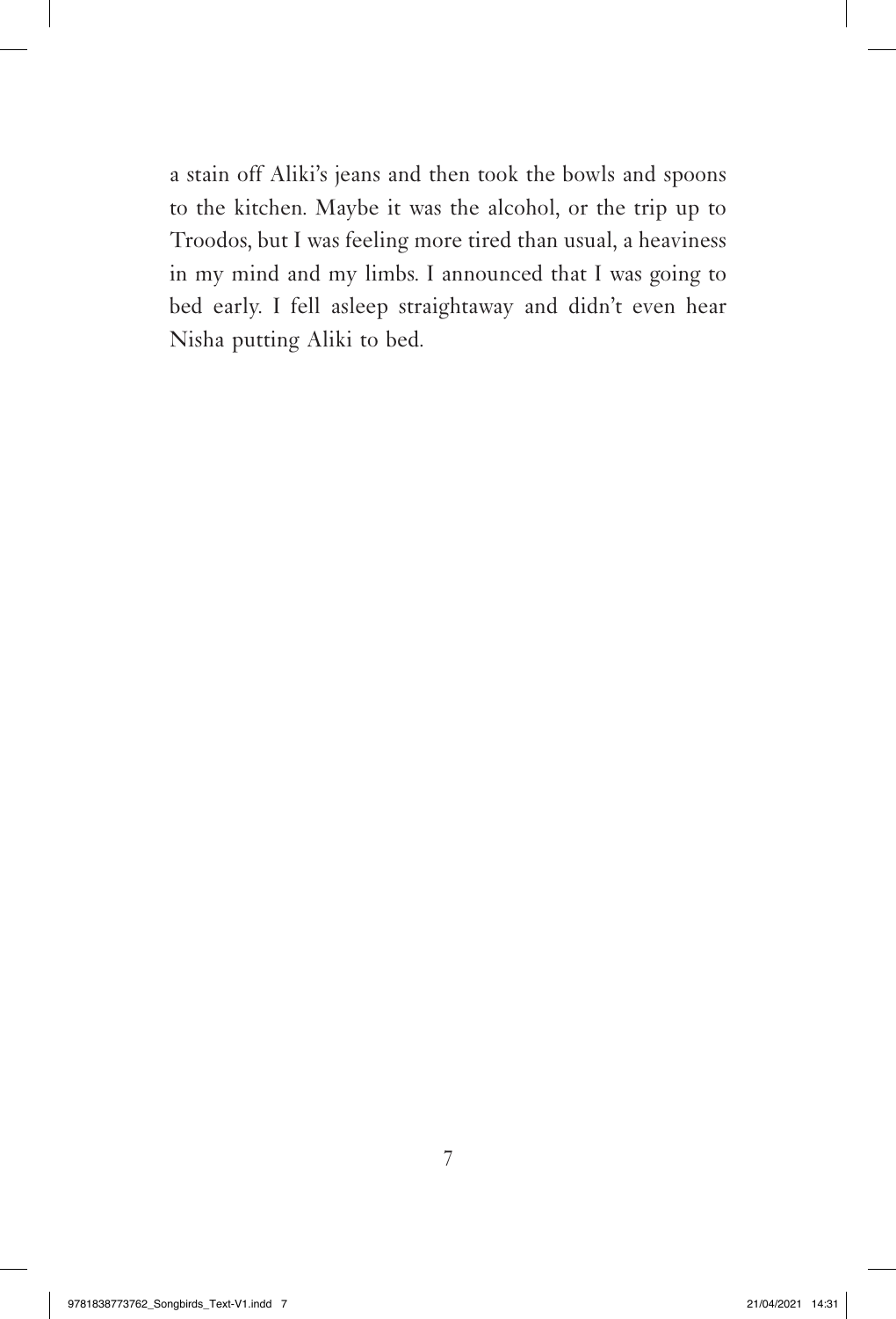a stain off Aliki's jeans and then took the bowls and spoons to the kitchen. Maybe it was the alcohol, or the trip up to Troodos, but I was feeling more tired than usual, a heaviness in my mind and my limbs. I announced that I was going to bed early. I fell asleep straightaway and didn't even hear Nisha putting Aliki to bed.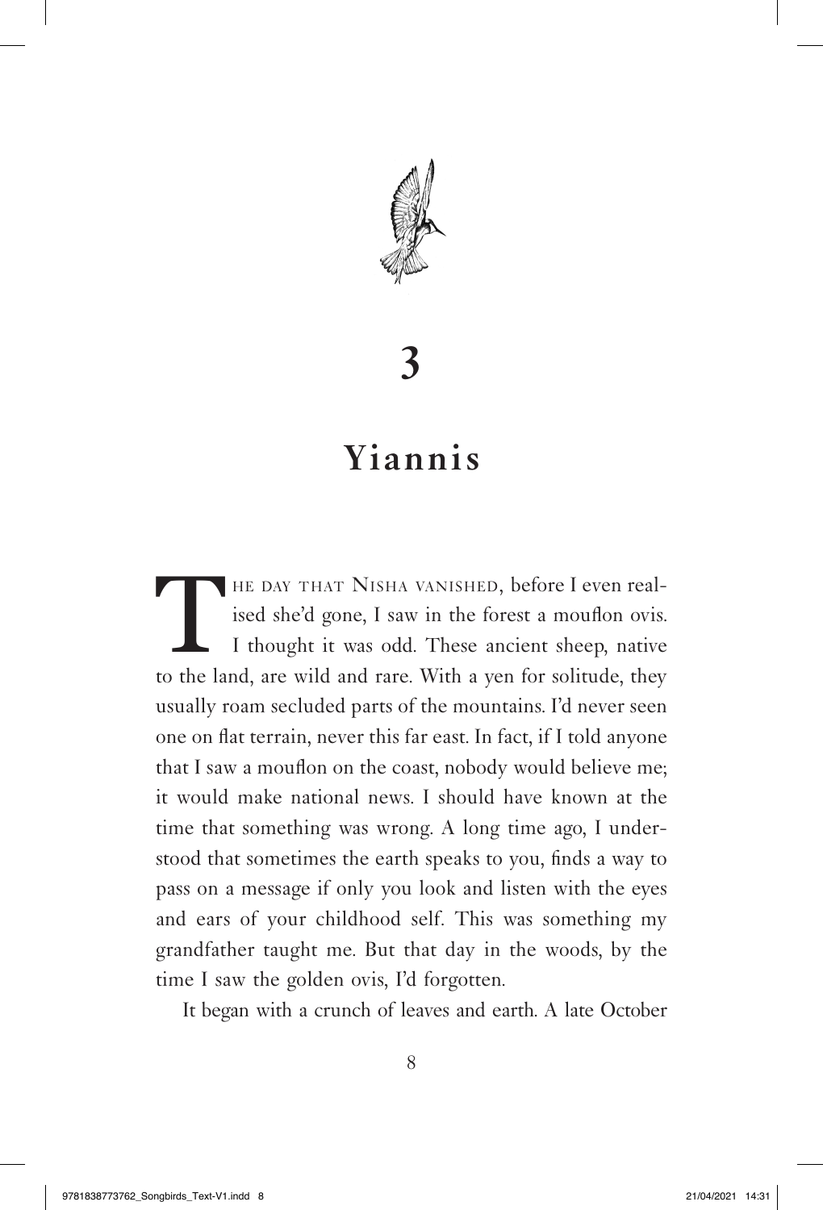# 3

## Yiannis

The day that Nisha vanished, before I even realised she'd gone, I saw in the forest a mouflon ovis. I thought it was odd. These ancient sheep, native to the land, are wild and rare. With a yen for solitude, they usually roam secluded parts of the mountains. I'd never seen one on flat terrain, never this far east. In fact, if I told anyone that I saw a mouflon on the coast, nobody would believe me; it would make national news. I should have known at the time that something was wrong. A long time ago, I understood that sometimes the earth speaks to you, finds a way to pass on a message if only you look and listen with the eyes and ears of your childhood self. This was something my grandfather taught me. But that day in the woods, by the time I saw the golden ovis, I'd forgotten.

It began with a crunch of leaves and earth. A late October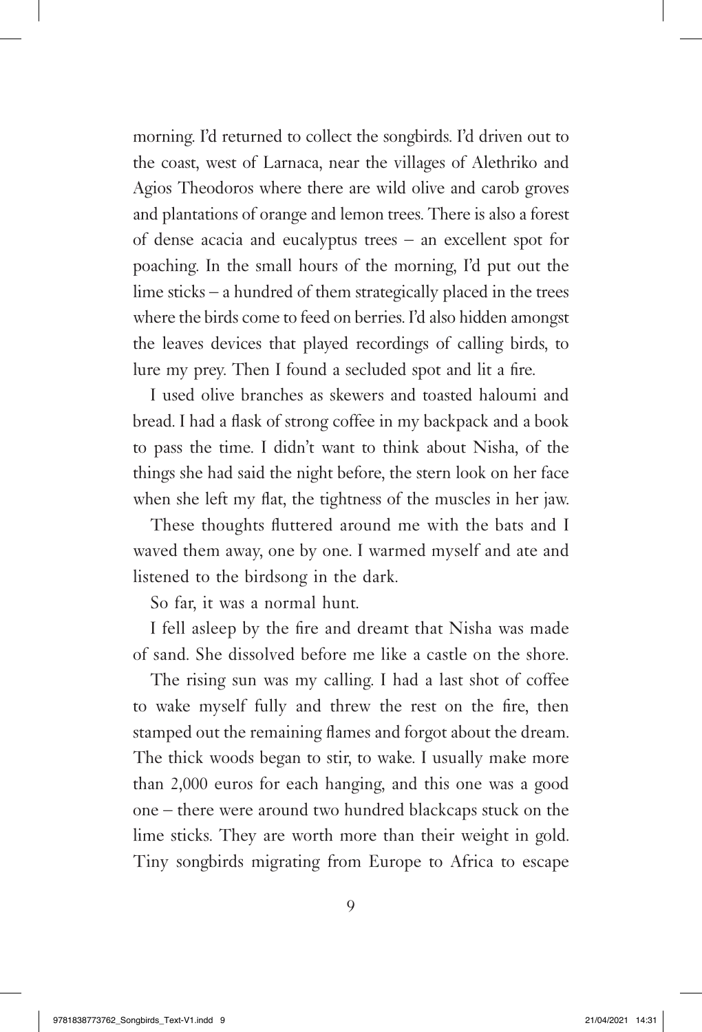morning. I'd returned to collect the songbirds. I'd driven out to the coast, west of Larnaca, near the villages of Alethriko and Agios Theodoros where there are wild olive and carob groves and plantations of orange and lemon trees. There is also a forest of dense acacia and eucalyptus trees – an excellent spot for poaching. In the small hours of the morning, I'd put out the lime sticks – a hundred of them strategically placed in the trees where the birds come to feed on berries. I'd also hidden amongst the leaves devices that played recordings of calling birds, to lure my prey. Then I found a secluded spot and lit a fire.

I used olive branches as skewers and toasted haloumi and bread. I had a flask of strong coffee in my backpack and a book to pass the time. I didn't want to think about Nisha, of the things she had said the night before, the stern look on her face when she left my flat, the tightness of the muscles in her jaw.

These thoughts fluttered around me with the bats and I waved them away, one by one. I warmed myself and ate and listened to the birdsong in the dark.

So far, it was a normal hunt.

I fell asleep by the fire and dreamt that Nisha was made of sand. She dissolved before me like a castle on the shore.

The rising sun was my calling. I had a last shot of coffee to wake myself fully and threw the rest on the fire, then stamped out the remaining flames and forgot about the dream. The thick woods began to stir, to wake. I usually make more than 2,000 euros for each hanging, and this one was a good one – there were around two hundred blackcaps stuck on the lime sticks. They are worth more than their weight in gold. Tiny songbirds migrating from Europe to Africa to escape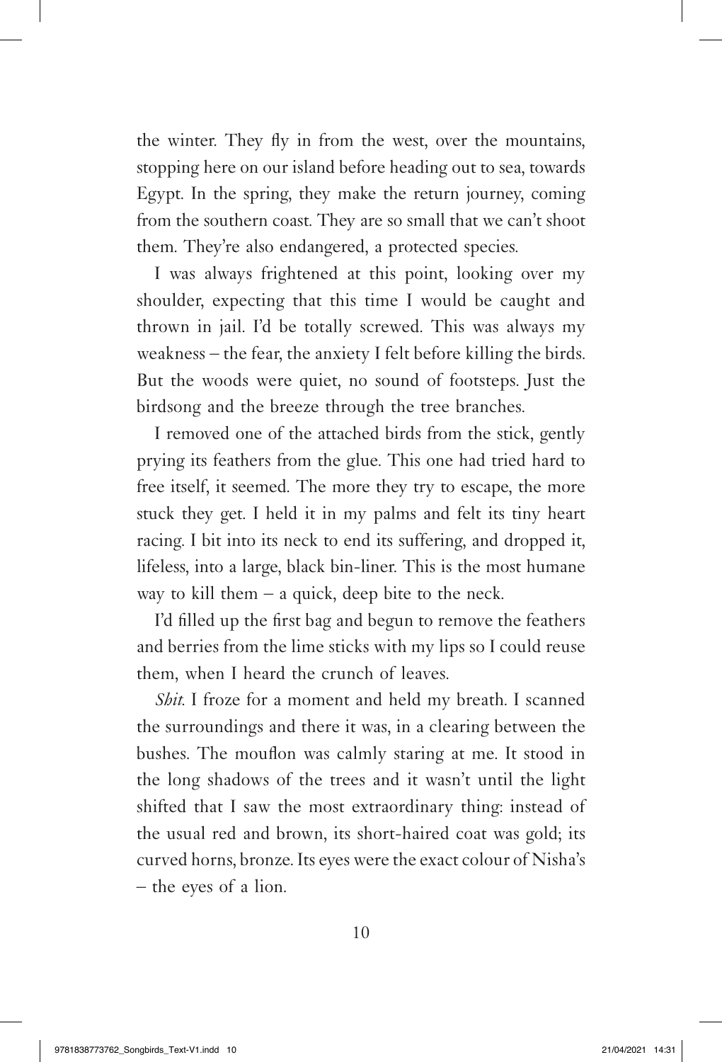the winter. They fly in from the west, over the mountains, stopping here on our island before heading out to sea, towards Egypt. In the spring, they make the return journey, coming from the southern coast. They are so small that we can't shoot them. They're also endangered, a protected species.

I was always frightened at this point, looking over my shoulder, expecting that this time I would be caught and thrown in jail. I'd be totally screwed. This was always my weakness – the fear, the anxiety I felt before killing the birds. But the woods were quiet, no sound of footsteps. Just the birdsong and the breeze through the tree branches.

I removed one of the attached birds from the stick, gently prying its feathers from the glue. This one had tried hard to free itself, it seemed. The more they try to escape, the more stuck they get. I held it in my palms and felt its tiny heart racing. I bit into its neck to end its suffering, and dropped it, lifeless, into a large, black bin-liner. This is the most humane way to kill them – a quick, deep bite to the neck.

I'd filled up the first bag and begun to remove the feathers and berries from the lime sticks with my lips so I could reuse them, when I heard the crunch of leaves.

*Shit.* I froze for a moment and held my breath. I scanned the surroundings and there it was, in a clearing between the bushes. The mouflon was calmly staring at me. It stood in the long shadows of the trees and it wasn't until the light shifted that I saw the most extraordinary thing: instead of the usual red and brown, its short-haired coat was gold; its curved horns, bronze. Its eyes were the exact colour of Nisha's – the eyes of a lion.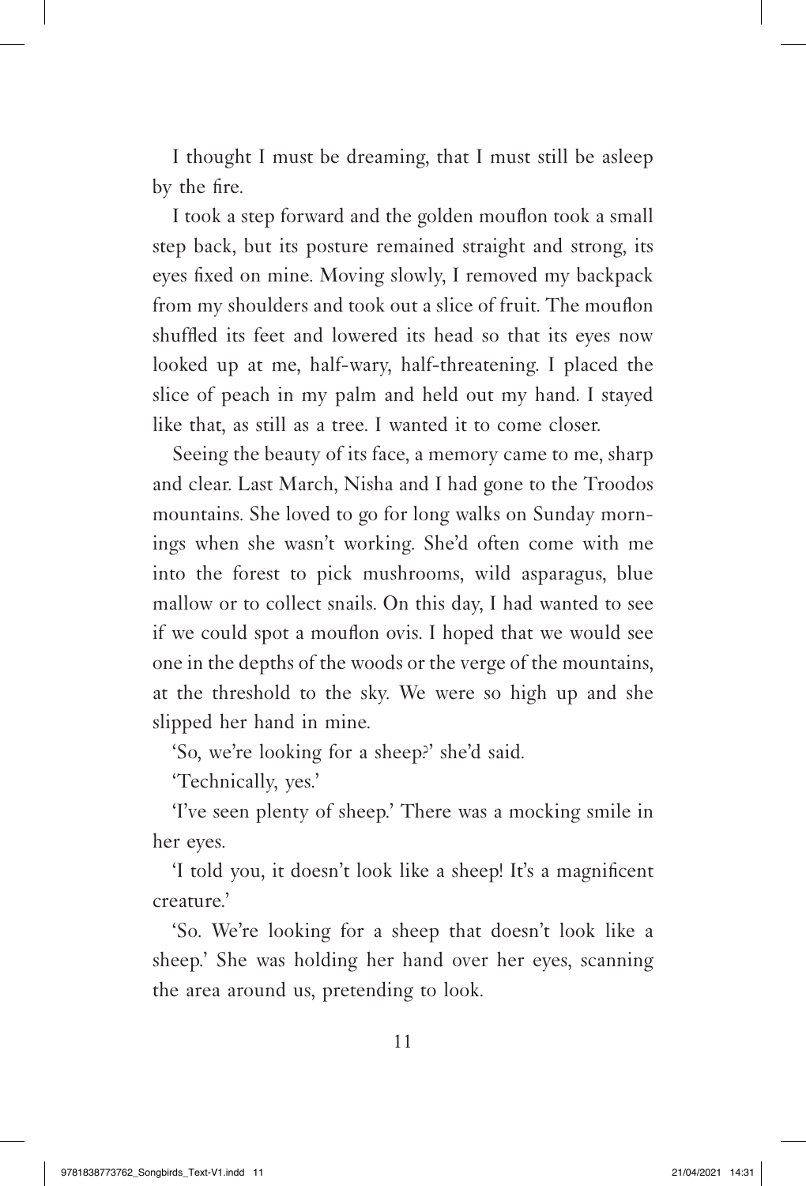I thought I must be dreaming, that I must still be asleep by the fire.

I took a step forward and the golden mouflon took a small step back, but its posture remained straight and strong, its eyes fixed on mine. Moving slowly, I removed my backpack from my shoulders and took out a slice of fruit. The mouflon shuffled its feet and lowered its head so that its eyes now looked up at me, half-wary, half-threatening. I placed the slice of peach in my palm and held out my hand. I stayed like that, as still as a tree. I wanted it to come closer.

Seeing the beauty of its face, a memory came to me, sharp and clear. Last March, Nisha and I had gone to the Troodos mountains. She loved to go for long walks on Sunday mornings when she wasn't working. She'd often come with me into the forest to pick mushrooms, wild asparagus, blue mallow or to collect snails. On this day, I had wanted to see if we could spot a mouflon ovis. I hoped that we would see one in the depths of the woods or the verge of the mountains, at the threshold to the sky. We were so high up and she slipped her hand in mine.

'So, we're looking for a sheep?' she'd said.

'Technically, yes.'

'I've seen plenty of sheep.' There was a mocking smile in her eyes.

'I told you, it doesn't look like a sheep! It's a magnificent creature.'

'So. We're looking for a sheep that doesn't look like a sheep.' She was holding her hand over her eyes, scanning the area around us, pretending to look.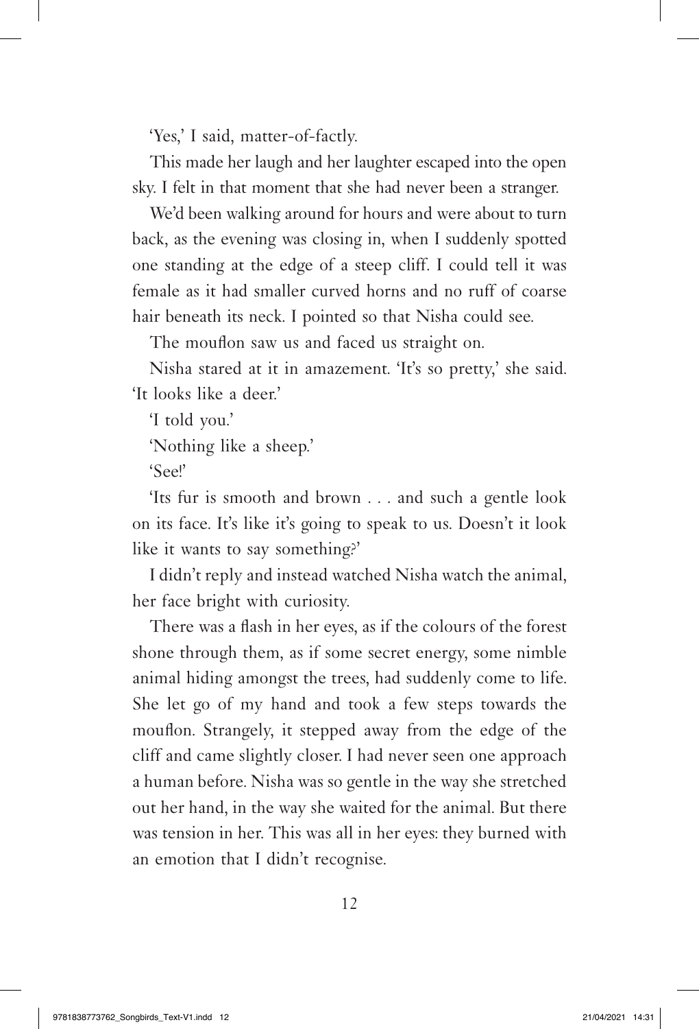'Yes,' I said, matter-of-factly.

This made her laugh and her laughter escaped into the open sky. I felt in that moment that she had never been a stranger.

We'd been walking around for hours and were about to turn back, as the evening was closing in, when I suddenly spotted one standing at the edge of a steep cliff. I could tell it was female as it had smaller curved horns and no ruff of coarse hair beneath its neck. I pointed so that Nisha could see.

The mouflon saw us and faced us straight on.

Nisha stared at it in amazement. 'It's so pretty,' she said. 'It looks like a deer.'

'I told you.'

'Nothing like a sheep.'

'See!'

'Its fur is smooth and brown . . . and such a gentle look on its face. It's like it's going to speak to us. Doesn't it look like it wants to say something?'

I didn't reply and instead watched Nisha watch the animal, her face bright with curiosity.

There was a flash in her eyes, as if the colours of the forest shone through them, as if some secret energy, some nimble animal hiding amongst the trees, had suddenly come to life. She let go of my hand and took a few steps towards the mouflon. Strangely, it stepped away from the edge of the cliff and came slightly closer. I had never seen one approach a human before. Nisha was so gentle in the way she stretched out her hand, in the way she waited for the animal. But there was tension in her. This was all in her eyes: they burned with an emotion that I didn't recognise.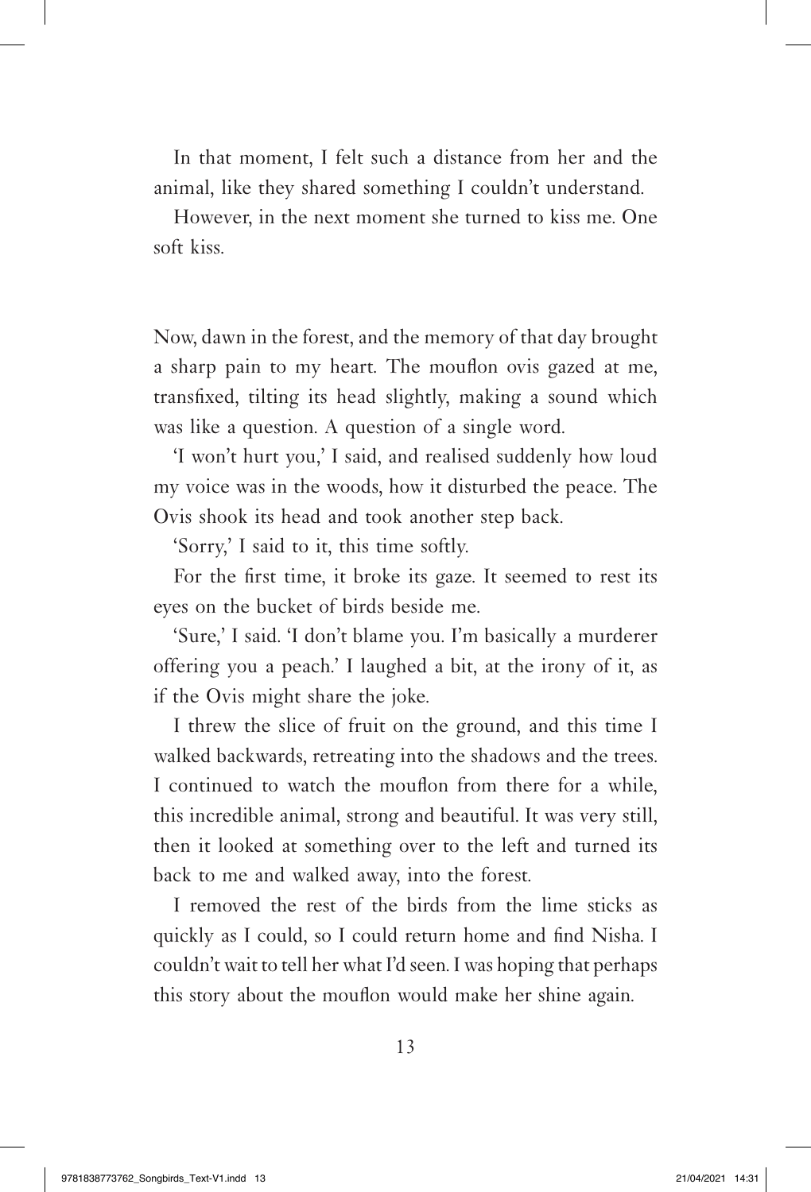In that moment, I felt such a distance from her and the animal, like they shared something I couldn't understand.

However, in the next moment she turned to kiss me. One soft kiss.

Now, dawn in the forest, and the memory of that day brought a sharp pain to my heart. The mouflon ovis gazed at me, transfixed, tilting its head slightly, making a sound which was like a question. A question of a single word.

'I won't hurt you,' I said, and realised suddenly how loud my voice was in the woods, how it disturbed the peace. The Ovis shook its head and took another step back.

'Sorry,' I said to it, this time softly.

For the first time, it broke its gaze. It seemed to rest its eyes on the bucket of birds beside me.

'Sure,' I said. 'I don't blame you. I'm basically a murderer offering you a peach.' I laughed a bit, at the irony of it, as if the Ovis might share the joke.

I threw the slice of fruit on the ground, and this time I walked backwards, retreating into the shadows and the trees. I continued to watch the mouflon from there for a while, this incredible animal, strong and beautiful. It was very still, then it looked at something over to the left and turned its back to me and walked away, into the forest.

I removed the rest of the birds from the lime sticks as quickly as I could, so I could return home and find Nisha. I couldn't wait to tell her what I'd seen. I was hoping that perhaps this story about the mouflon would make her shine again.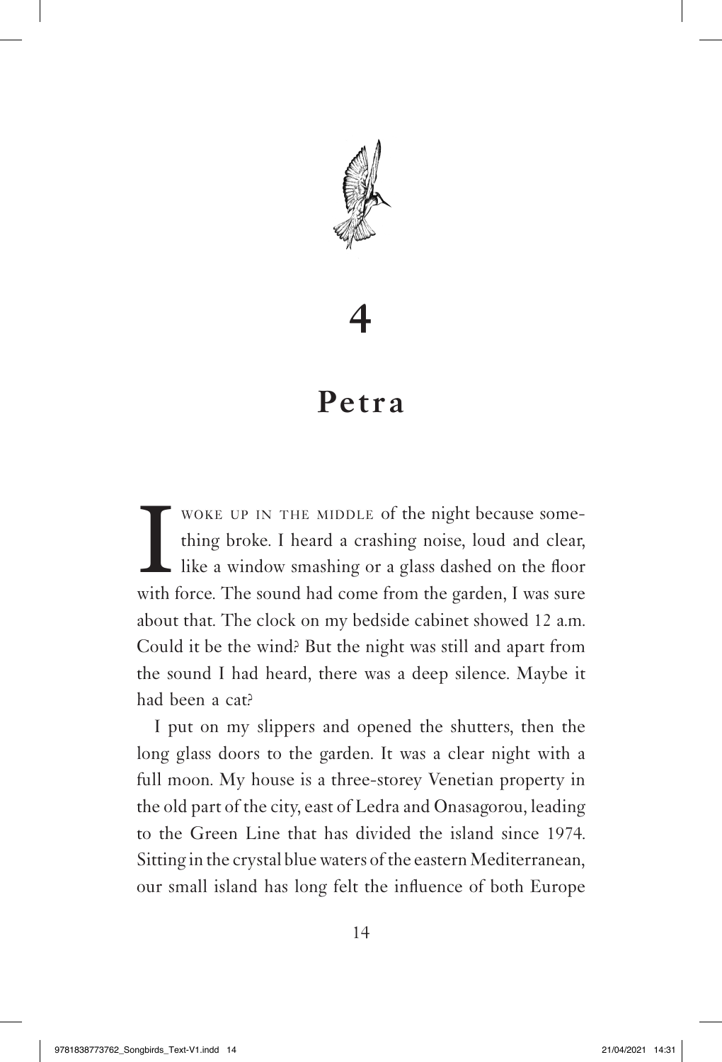# 4

## Petra

I woke up in the middle of the night because something broke. I heard a crashing noise, loud and clear, like a window smashing or a glass dashed on the floor with force. The sound had come from the garden, I was sure about that. The clock on my bedside cabinet showed 12 a.m. Could it be the wind? But the night was still and apart from the sound I had heard, there was a deep silence. Maybe it had been a cat?

I put on my slippers and opened the shutters, then the long glass doors to the garden. It was a clear night with a full moon. My house is a three-storey Venetian property in the old part of the city, east of Ledra and Onasagorou, leading to the Green Line that has divided the island since 1974. Sitting in the crystal blue waters of the eastern Mediterranean, our small island has long felt the influence of both Europe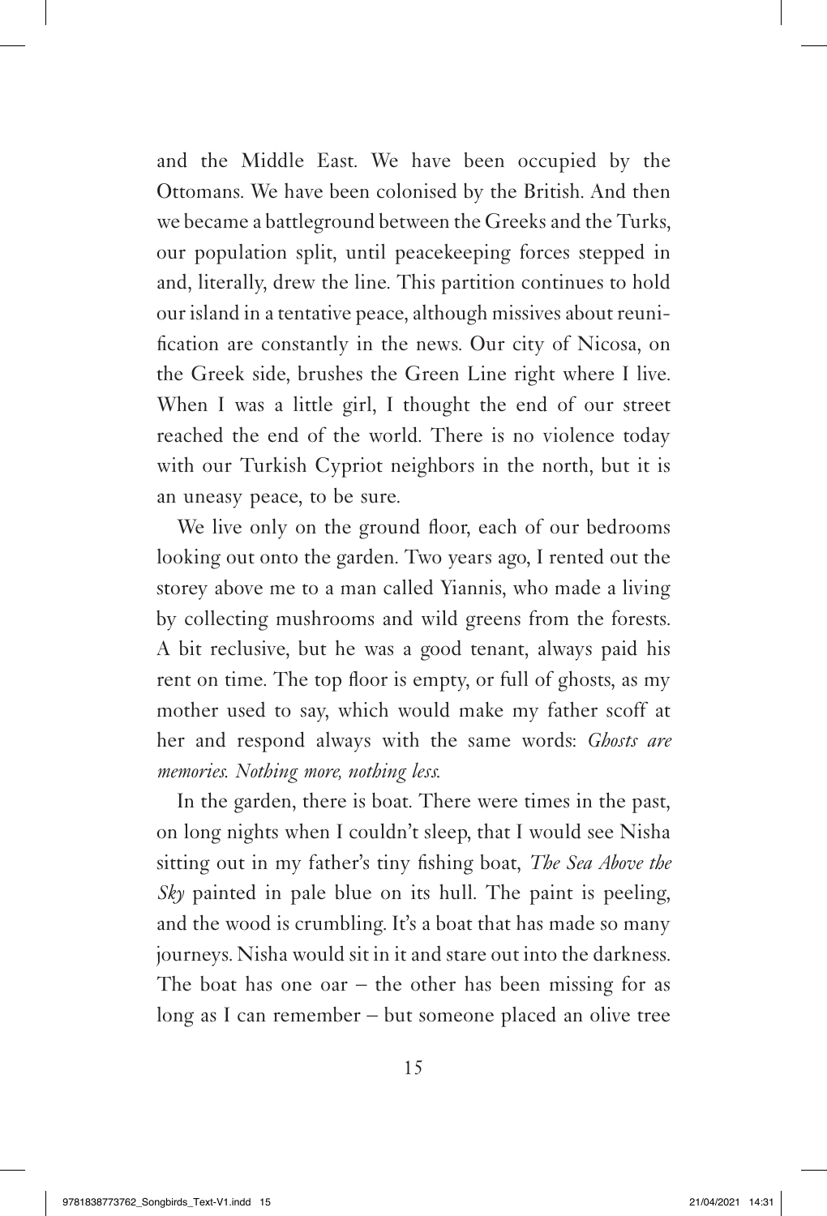and the Middle East. We have been occupied by the Ottomans. We have been colonised by the British. And then we became a battleground between the Greeks and the Turks, our population split, until peacekeeping forces stepped in and, literally, drew the line. This partition continues to hold our island in a tentative peace, although missives about reunification are constantly in the news. Our city of Nicosa, on the Greek side, brushes the Green Line right where I live. When I was a little girl, I thought the end of our street reached the end of the world. There is no violence today with our Turkish Cypriot neighbors in the north, but it is an uneasy peace, to be sure.

We live only on the ground floor, each of our bedrooms looking out onto the garden. Two years ago, I rented out the storey above me to a man called Yiannis, who made a living by collecting mushrooms and wild greens from the forests. A bit reclusive, but he was a good tenant, always paid his rent on time. The top floor is empty, or full of ghosts, as my mother used to say, which would make my father scoff at her and respond always with the same words: *Ghosts are memories. Nothing more, nothing less.*

In the garden, there is boat. There were times in the past, on long nights when I couldn't sleep, that I would see Nisha sitting out in my father's tiny fishing boat, *The Sea Above the Sky* painted in pale blue on its hull. The paint is peeling, and the wood is crumbling. It's a boat that has made so many journeys. Nisha would sit in it and stare out into the darkness. The boat has one oar – the other has been missing for as long as I can remember – but someone placed an olive tree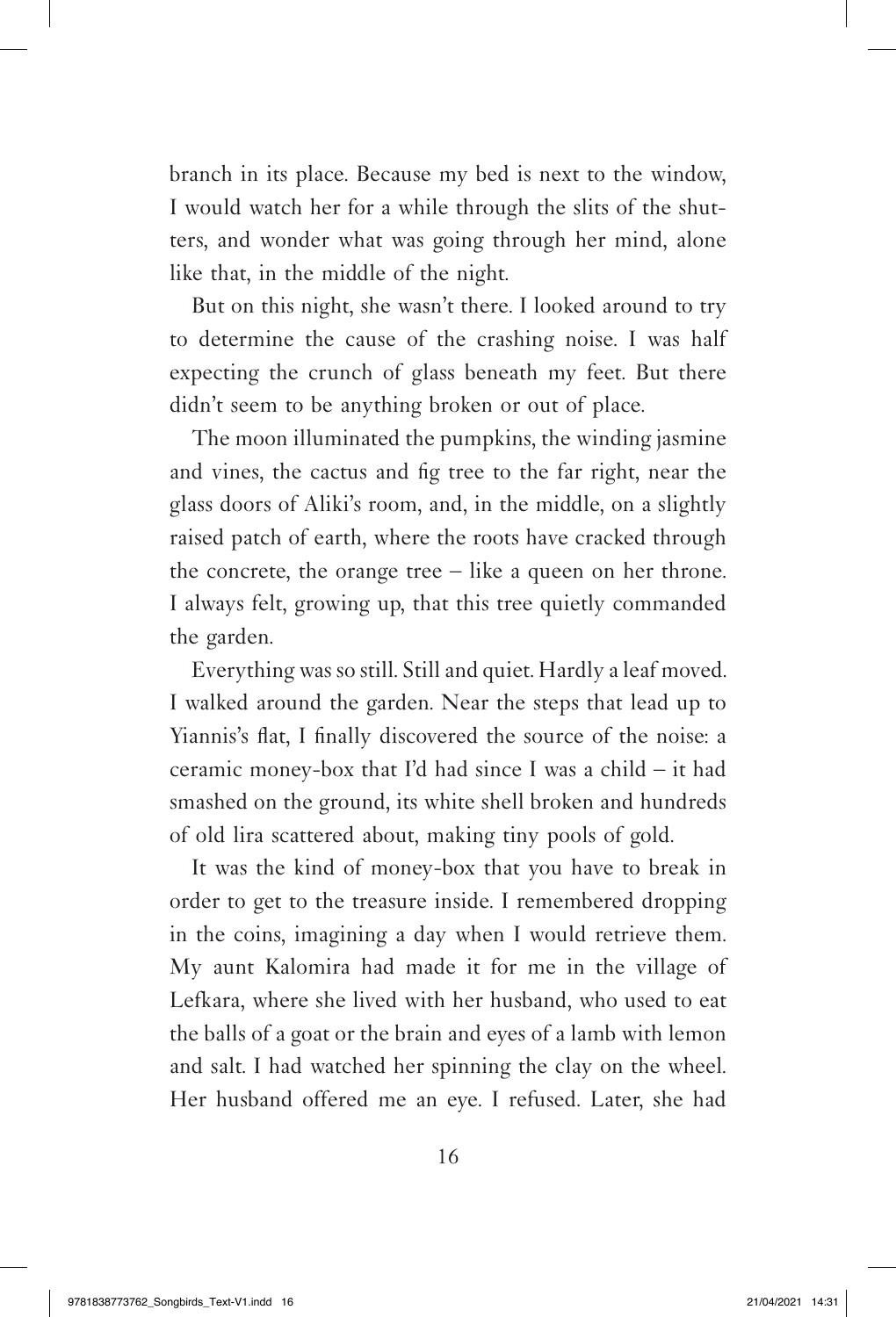branch in its place. Because my bed is next to the window, I would watch her for a while through the slits of the shutters, and wonder what was going through her mind, alone like that, in the middle of the night.

But on this night, she wasn't there. I looked around to try to determine the cause of the crashing noise. I was half expecting the crunch of glass beneath my feet. But there didn't seem to be anything broken or out of place.

The moon illuminated the pumpkins, the winding jasmine and vines, the cactus and fig tree to the far right, near the glass doors of Aliki's room, and, in the middle, on a slightly raised patch of earth, where the roots have cracked through the concrete, the orange tree – like a queen on her throne. I always felt, growing up, that this tree quietly commanded the garden.

Everything was so still. Still and quiet. Hardly a leaf moved. I walked around the garden. Near the steps that lead up to Yiannis's flat, I finally discovered the source of the noise: a ceramic money-box that I'd had since I was a child – it had smashed on the ground, its white shell broken and hundreds of old lira scattered about, making tiny pools of gold.

It was the kind of money-box that you have to break in order to get to the treasure inside. I remembered dropping in the coins, imagining a day when I would retrieve them. My aunt Kalomira had made it for me in the village of Lefkara, where she lived with her husband, who used to eat the balls of a goat or the brain and eyes of a lamb with lemon and salt. I had watched her spinning the clay on the wheel. Her husband offered me an eye. I refused. Later, she had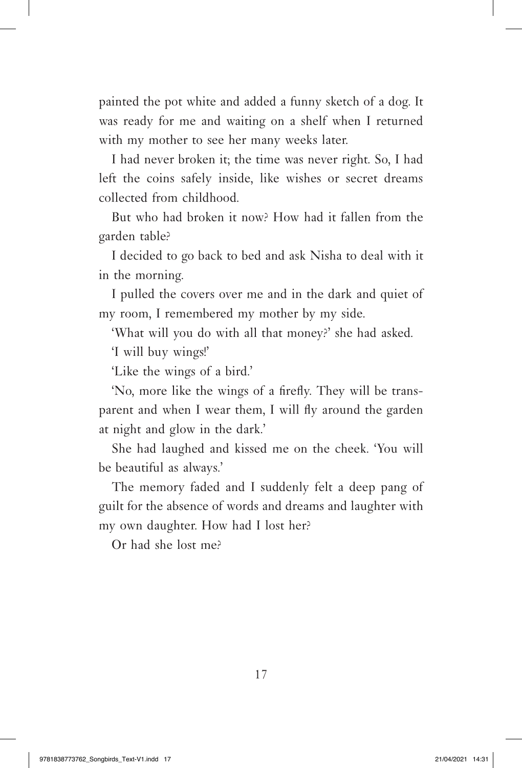painted the pot white and added a funny sketch of a dog. It was ready for me and waiting on a shelf when I returned with my mother to see her many weeks later.

I had never broken it; the time was never right. So, I had left the coins safely inside, like wishes or secret dreams collected from childhood.

But who had broken it now? How had it fallen from the garden table?

I decided to go back to bed and ask Nisha to deal with it in the morning.

I pulled the covers over me and in the dark and quiet of my room, I remembered my mother by my side.

'What will you do with all that money?' she had asked.

'I will buy wings!'

'Like the wings of a bird.'

'No, more like the wings of a firefly. They will be transparent and when I wear them, I will fly around the garden at night and glow in the dark.'

She had laughed and kissed me on the cheek. 'You will be beautiful as always.'

The memory faded and I suddenly felt a deep pang of guilt for the absence of words and dreams and laughter with my own daughter. How had I lost her?

Or had she lost me?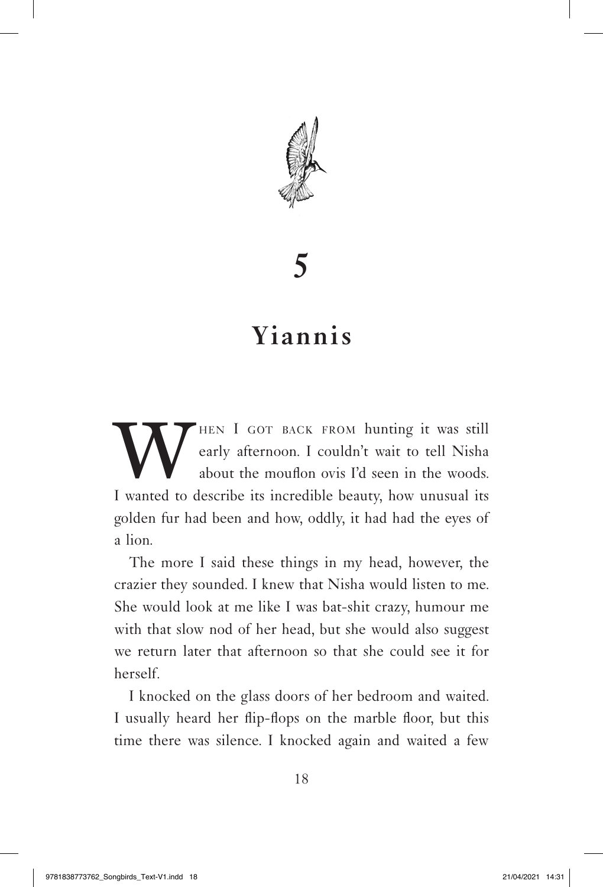# 5

## Yiannis

When I got back from hunting it was still early afternoon. I couldn't wait to tell Nisha about the mouflon ovis I'd seen in the woods. I wanted to describe its incredible beauty, how unusual its golden fur had been and how, oddly, it had had the eyes of a lion.

The more I said these things in my head, however, the crazier they sounded. I knew that Nisha would listen to me. She would look at me like I was bat-shit crazy, humour me with that slow nod of her head, but she would also suggest we return later that afternoon so that she could see it for herself.

I knocked on the glass doors of her bedroom and waited. I usually heard her flip-flops on the marble floor, but this time there was silence. I knocked again and waited a few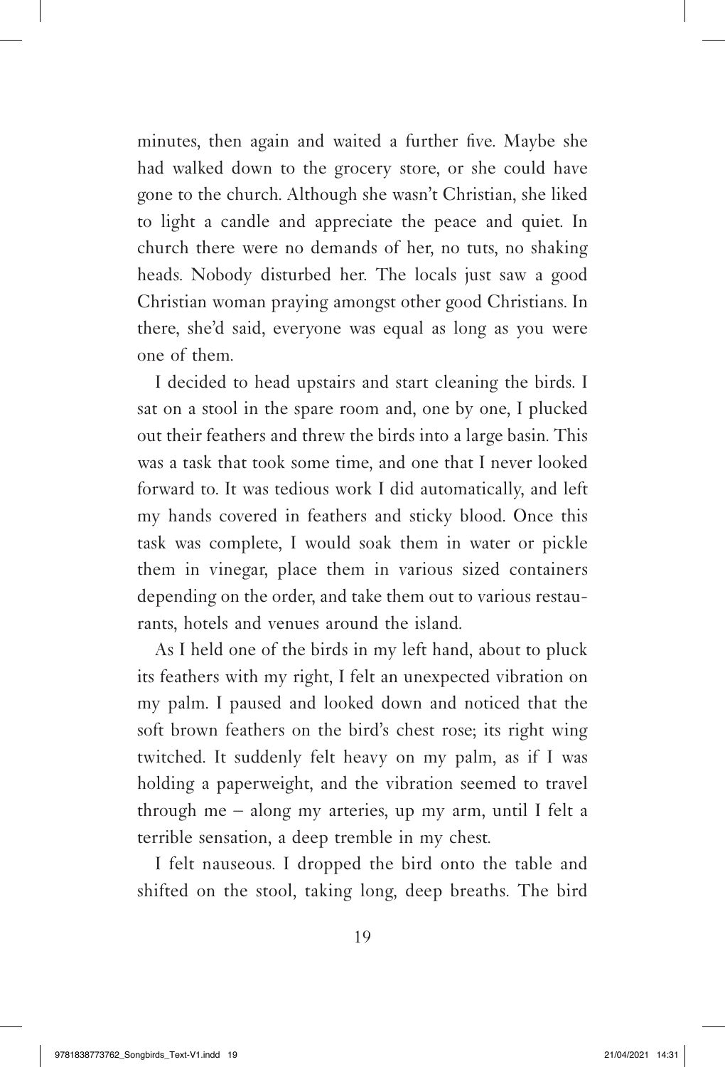minutes, then again and waited a further five. Maybe she had walked down to the grocery store, or she could have gone to the church. Although she wasn't Christian, she liked to light a candle and appreciate the peace and quiet. In church there were no demands of her, no tuts, no shaking heads. Nobody disturbed her. The locals just saw a good Christian woman praying amongst other good Christians. In there, she'd said, everyone was equal as long as you were one of them.

I decided to head upstairs and start cleaning the birds. I sat on a stool in the spare room and, one by one, I plucked out their feathers and threw the birds into a large basin. This was a task that took some time, and one that I never looked forward to. It was tedious work I did automatically, and left my hands covered in feathers and sticky blood. Once this task was complete, I would soak them in water or pickle them in vinegar, place them in various sized containers depending on the order, and take them out to various restaurants, hotels and venues around the island.

As I held one of the birds in my left hand, about to pluck its feathers with my right, I felt an unexpected vibration on my palm. I paused and looked down and noticed that the soft brown feathers on the bird's chest rose; its right wing twitched. It suddenly felt heavy on my palm, as if I was holding a paperweight, and the vibration seemed to travel through me – along my arteries, up my arm, until I felt a terrible sensation, a deep tremble in my chest.

I felt nauseous. I dropped the bird onto the table and shifted on the stool, taking long, deep breaths. The bird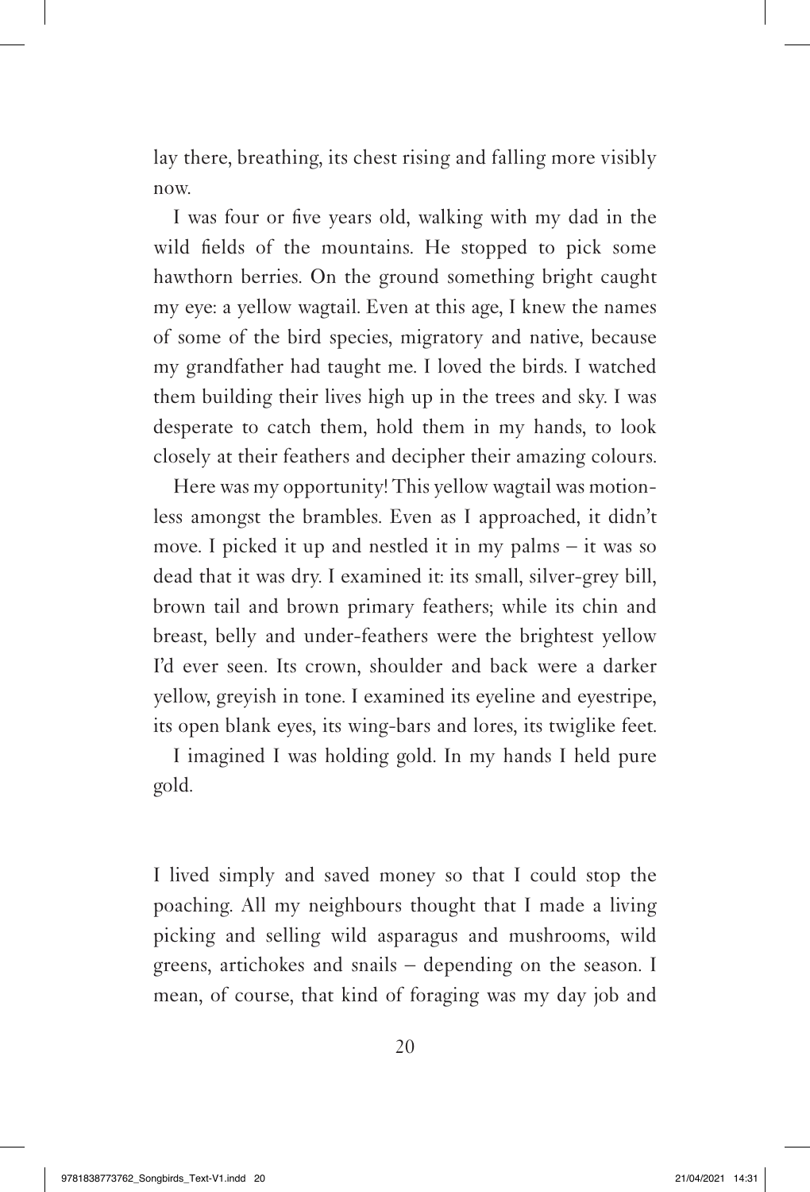lay there, breathing, its chest rising and falling more visibly now.

I was four or five years old, walking with my dad in the wild fields of the mountains. He stopped to pick some hawthorn berries. On the ground something bright caught my eye: a yellow wagtail. Even at this age, I knew the names of some of the bird species, migratory and native, because my grandfather had taught me. I loved the birds. I watched them building their lives high up in the trees and sky. I was desperate to catch them, hold them in my hands, to look closely at their feathers and decipher their amazing colours.

Here was my opportunity! This yellow wagtail was motionless amongst the brambles. Even as I approached, it didn't move. I picked it up and nestled it in my palms – it was so dead that it was dry. I examined it: its small, silver-grey bill, brown tail and brown primary feathers; while its chin and breast, belly and under-feathers were the brightest yellow I'd ever seen. Its crown, shoulder and back were a darker yellow, greyish in tone. I examined its eyeline and eyestripe, its open blank eyes, its wing-bars and lores, its twiglike feet.

I imagined I was holding gold. In my hands I held pure gold.

I lived simply and saved money so that I could stop the poaching. All my neighbours thought that I made a living picking and selling wild asparagus and mushrooms, wild greens, artichokes and snails – depending on the season. I mean, of course, that kind of foraging was my day job and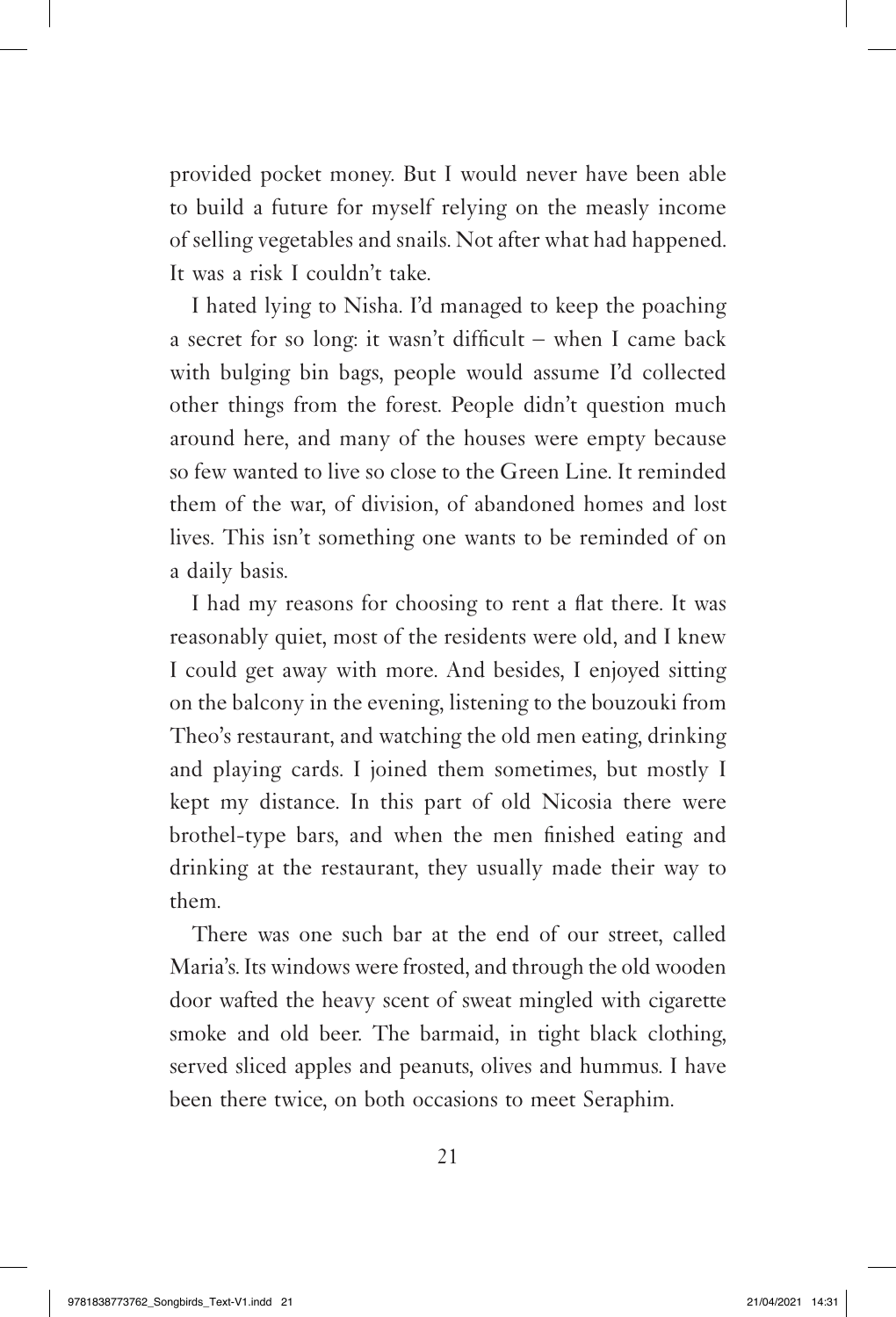provided pocket money. But I would never have been able to build a future for myself relying on the measly income of selling vegetables and snails. Not after what had happened. It was a risk I couldn't take.

I hated lying to Nisha. I'd managed to keep the poaching a secret for so long: it wasn't difficult – when I came back with bulging bin bags, people would assume I'd collected other things from the forest. People didn't question much around here, and many of the houses were empty because so few wanted to live so close to the Green Line. It reminded them of the war, of division, of abandoned homes and lost lives. This isn't something one wants to be reminded of on a daily basis.

I had my reasons for choosing to rent a flat there. It was reasonably quiet, most of the residents were old, and I knew I could get away with more. And besides, I enjoyed sitting on the balcony in the evening, listening to the bouzouki from Theo's restaurant, and watching the old men eating, drinking and playing cards. I joined them sometimes, but mostly I kept my distance. In this part of old Nicosia there were brothel-type bars, and when the men finished eating and drinking at the restaurant, they usually made their way to them.

There was one such bar at the end of our street, called Maria's. Its windows were frosted, and through the old wooden door wafted the heavy scent of sweat mingled with cigarette smoke and old beer. The barmaid, in tight black clothing, served sliced apples and peanuts, olives and hummus. I have been there twice, on both occasions to meet Seraphim.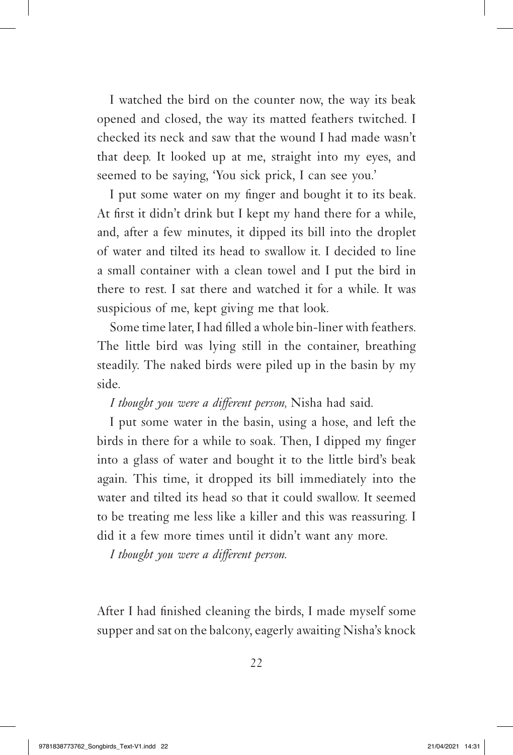I watched the bird on the counter now, the way its beak opened and closed, the way its matted feathers twitched. I checked its neck and saw that the wound I had made wasn't that deep. It looked up at me, straight into my eyes, and seemed to be saying, 'You sick prick, I can see you.'

I put some water on my finger and bought it to its beak. At first it didn't drink but I kept my hand there for a while, and, after a few minutes, it dipped its bill into the droplet of water and tilted its head to swallow it. I decided to line a small container with a clean towel and I put the bird in there to rest. I sat there and watched it for a while. It was suspicious of me, kept giving me that look.

Some time later, I had filled a whole bin-liner with feathers. The little bird was lying still in the container, breathing steadily. The naked birds were piled up in the basin by my side.

*I thought you were a different person,* Nisha had said.

I put some water in the basin, using a hose, and left the birds in there for a while to soak. Then, I dipped my finger into a glass of water and bought it to the little bird's beak again. This time, it dropped its bill immediately into the water and tilted its head so that it could swallow. It seemed to be treating me less like a killer and this was reassuring. I did it a few more times until it didn't want any more.

*I thought you were a different person.*

After I had finished cleaning the birds, I made myself some supper and sat on the balcony, eagerly awaiting Nisha's knock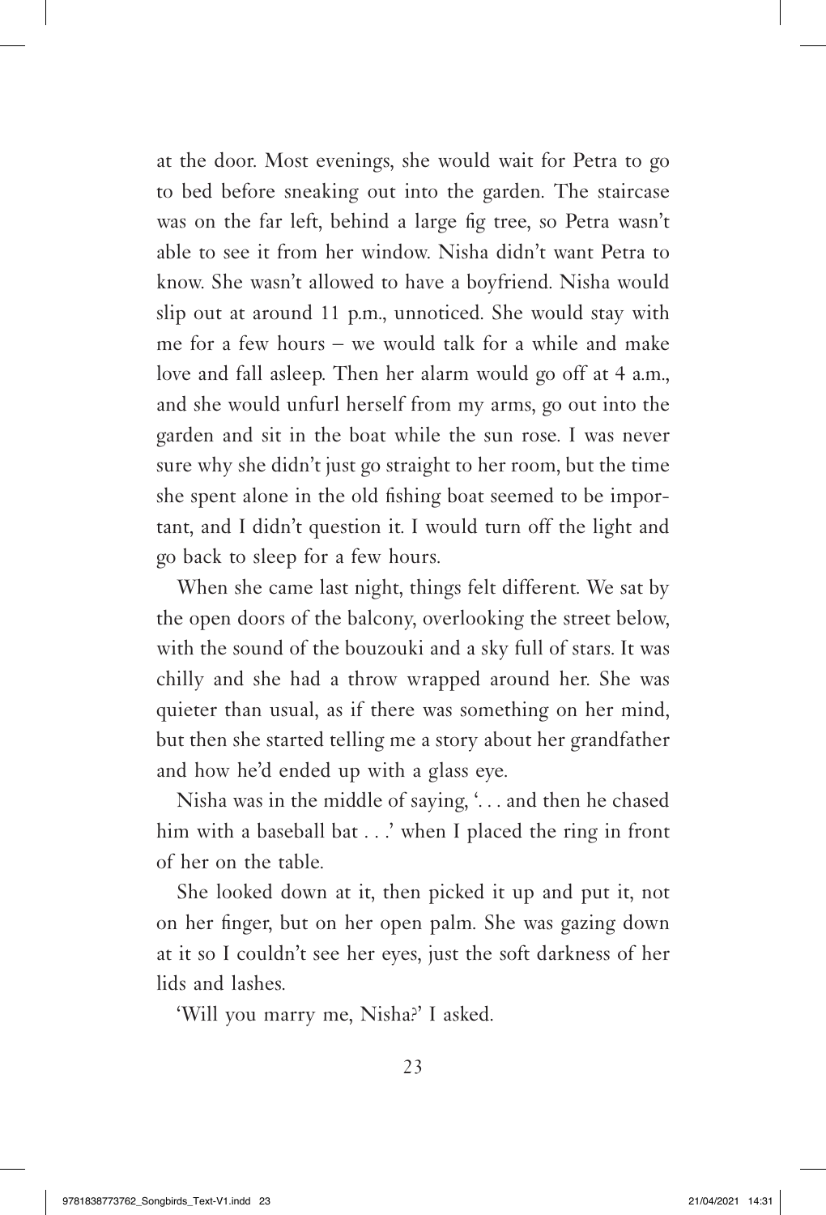at the door. Most evenings, she would wait for Petra to go to bed before sneaking out into the garden. The staircase was on the far left, behind a large fig tree, so Petra wasn't able to see it from her window. Nisha didn't want Petra to know. She wasn't allowed to have a boyfriend. Nisha would slip out at around 11 p.m., unnoticed. She would stay with me for a few hours – we would talk for a while and make love and fall asleep. Then her alarm would go off at 4 a.m., and she would unfurl herself from my arms, go out into the garden and sit in the boat while the sun rose. I was never sure why she didn't just go straight to her room, but the time she spent alone in the old fishing boat seemed to be important, and I didn't question it. I would turn off the light and go back to sleep for a few hours.

When she came last night, things felt different. We sat by the open doors of the balcony, overlooking the street below, with the sound of the bouzouki and a sky full of stars. It was chilly and she had a throw wrapped around her. She was quieter than usual, as if there was something on her mind, but then she started telling me a story about her grandfather and how he'd ended up with a glass eye.

Nisha was in the middle of saying, '. . . and then he chased him with a baseball bat . . .' when I placed the ring in front of her on the table.

She looked down at it, then picked it up and put it, not on her finger, but on her open palm. She was gazing down at it so I couldn't see her eyes, just the soft darkness of her lids and lashes.

'Will you marry me, Nisha?' I asked.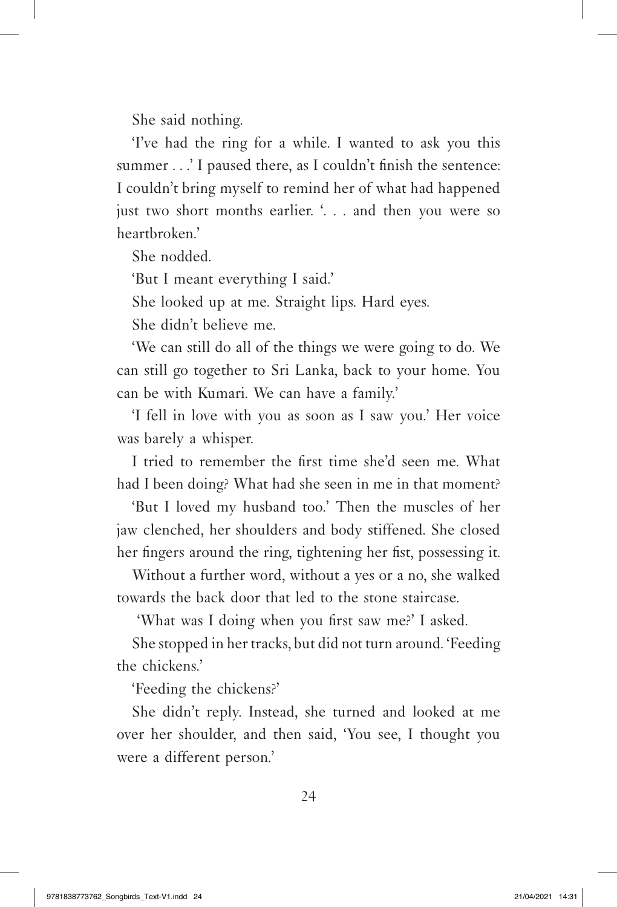She said nothing.

'I've had the ring for a while. I wanted to ask you this summer . . .' I paused there, as I couldn't finish the sentence: I couldn't bring myself to remind her of what had happened just two short months earlier. '. . . and then you were so heartbroken.'

She nodded.

'But I meant everything I said.'

She looked up at me. Straight lips. Hard eyes.

She didn't believe me.

'We can still do all of the things we were going to do. We can still go together to Sri Lanka, back to your home. You can be with Kumari. We can have a family.'

'I fell in love with you as soon as I saw you.' Her voice was barely a whisper.

I tried to remember the first time she'd seen me. What had I been doing? What had she seen in me in that moment?

'But I loved my husband too.' Then the muscles of her jaw clenched, her shoulders and body stiffened. She closed her fingers around the ring, tightening her fist, possessing it.

Without a further word, without a yes or a no, she walked towards the back door that led to the stone staircase.

'What was I doing when you first saw me?' I asked.

She stopped in her tracks, but did not turn around. 'Feeding the chickens.'

'Feeding the chickens?'

She didn't reply. Instead, she turned and looked at me over her shoulder, and then said, 'You see, I thought you were a different person.'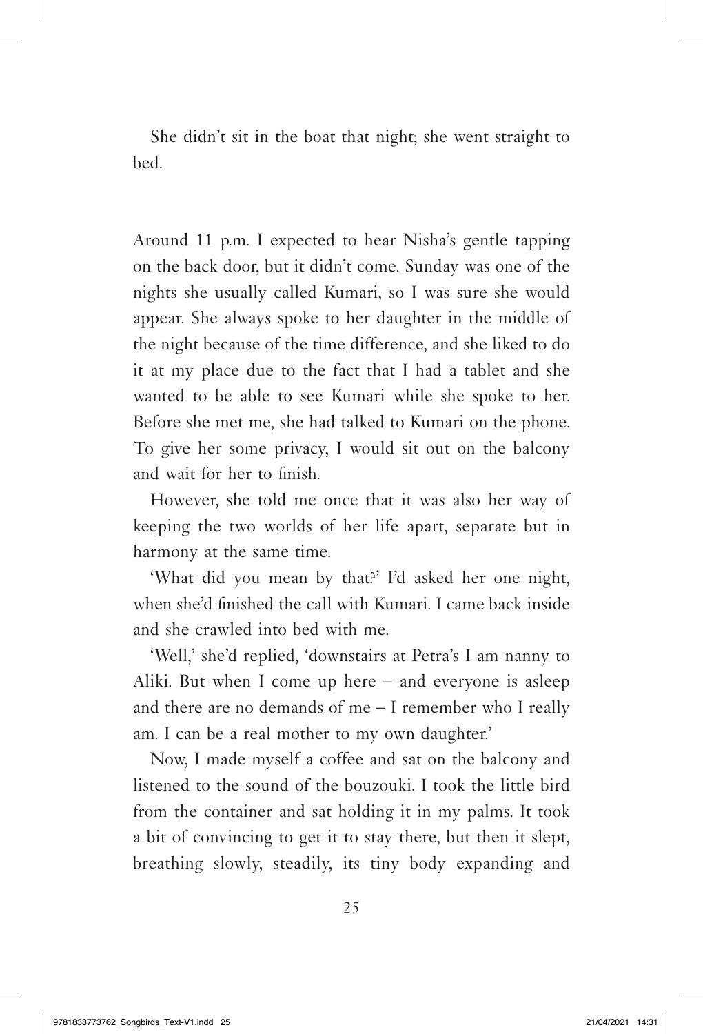She didn't sit in the boat that night; she went straight to bed.

Around 11 p.m. I expected to hear Nisha's gentle tapping on the back door, but it didn't come. Sunday was one of the nights she usually called Kumari, so I was sure she would appear. She always spoke to her daughter in the middle of the night because of the time difference, and she liked to do it at my place due to the fact that I had a tablet and she wanted to be able to see Kumari while she spoke to her. Before she met me, she had talked to Kumari on the phone. To give her some privacy, I would sit out on the balcony and wait for her to finish.

However, she told me once that it was also her way of keeping the two worlds of her life apart, separate but in harmony at the same time.

'What did you mean by that?' I'd asked her one night, when she'd finished the call with Kumari. I came back inside and she crawled into bed with me.

'Well,' she'd replied, 'downstairs at Petra's I am nanny to Aliki. But when I come up here – and everyone is asleep and there are no demands of me – I remember who I really am. I can be a real mother to my own daughter.'

Now, I made myself a coffee and sat on the balcony and listened to the sound of the bouzouki. I took the little bird from the container and sat holding it in my palms. It took a bit of convincing to get it to stay there, but then it slept, breathing slowly, steadily, its tiny body expanding and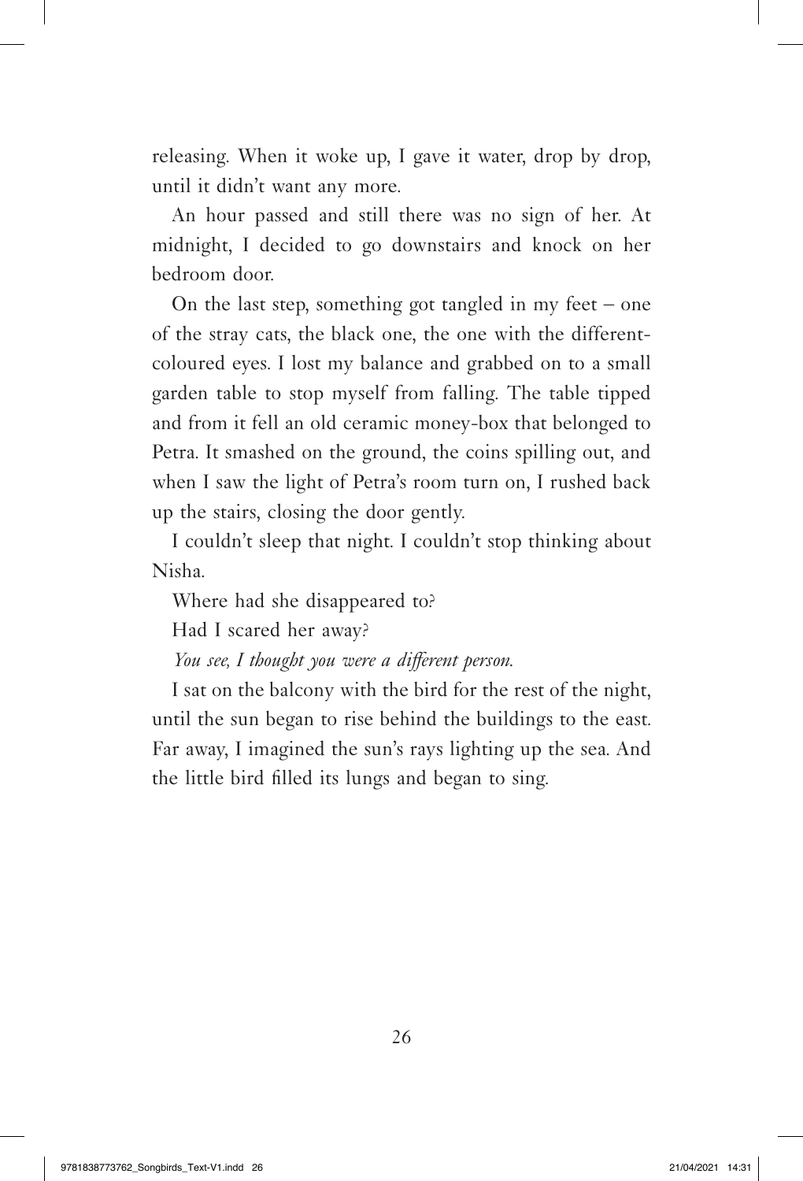releasing. When it woke up, I gave it water, drop by drop, until it didn't want any more.

An hour passed and still there was no sign of her. At midnight, I decided to go downstairs and knock on her bedroom door.

On the last step, something got tangled in my feet – one of the stray cats, the black one, the one with the different-coloured eyes. I lost my balance and grabbed on to a small garden table to stop myself from falling. The table tipped and from it fell an old ceramic money-box that belonged to Petra. It smashed on the ground, the coins spilling out, and when I saw the light of Petra's room turn on, I rushed back up the stairs, closing the door gently.

I couldn't sleep that night. I couldn't stop thinking about Nisha.

Where had she disappeared to?

Had I scared her away?

*You see, I thought you were a different person.*

I sat on the balcony with the bird for the rest of the night, until the sun began to rise behind the buildings to the east. Far away, I imagined the sun's rays lighting up the sea. And the little bird filled its lungs and began to sing.